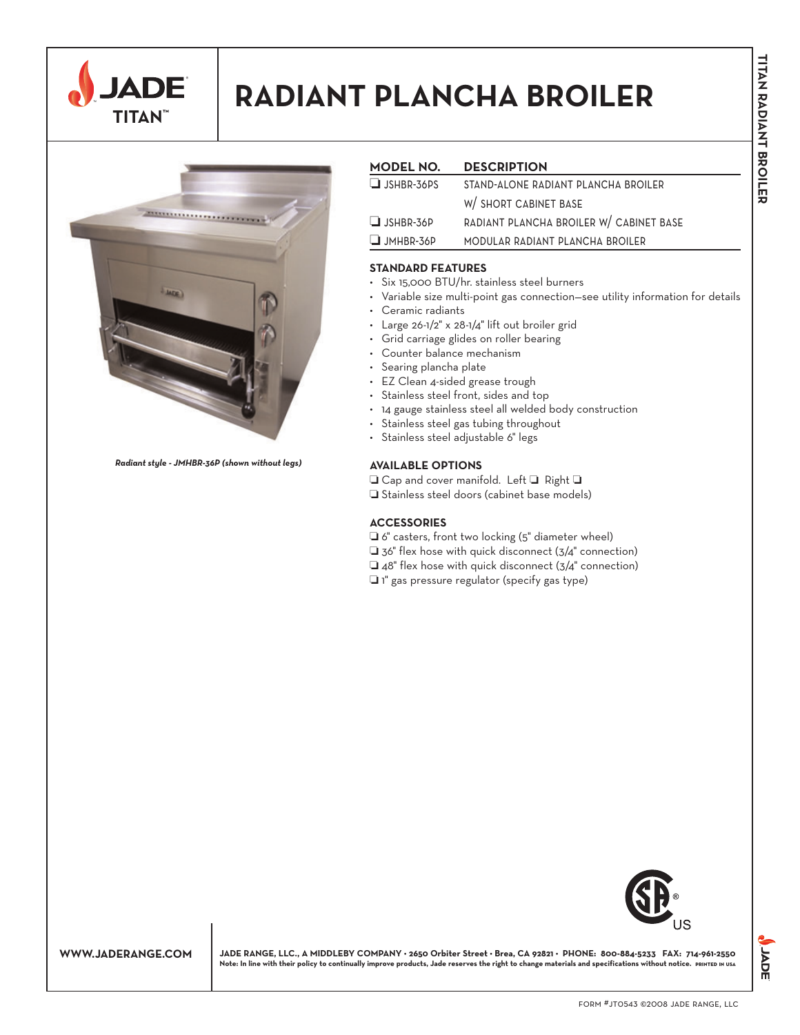# JADE TITAN™

# RADIANT PLANCHA BROILER

*Radiant style - JMHBR-36P (shown without legs)*

| MODEL NO. | DESCRIPTION |
| --- | --- |
| ❑ JSHBR-36PS | STAND-ALONE RADIANT PLANCHA BROILER W/ SHORT CABINET BASE |
| ❑ JSHBR-36P | RADIANT PLANCHA BROILER W/ CABINET BASE |
| ❑ JMHBR-36P | MODULAR RADIANT PLANCHA BROILER |

## STANDARD FEATURES

- Six 15,000 BTU/hr. stainless steel burners
- Variable size multi-point gas connection—see utility information for details
- Ceramic radiants
- Large 26-1/2" x 28-1/4" lift out broiler grid
- Grid carriage glides on roller bearing
- Counter balance mechanism
- Searing plancha plate
- EZ Clean 4-sided grease trough
- Stainless steel front, sides and top
- 14 gauge stainless steel all welded body construction
- Stainless steel gas tubing throughout
- Stainless steel adjustable 6" legs

## AVAILABLE OPTIONS

❑ Cap and cover manifold. Left ❑ Right ❑
❑ Stainless steel doors (cabinet base models)

## ACCESSORIES

❑ 6" casters, front two locking (5" diameter wheel)
❑ 36" flex hose with quick disconnect (3/4" connection)
❑ 48" flex hose with quick disconnect (3/4" connection)
❑ 1" gas pressure regulator (specify gas type)

WWW.JADERANGE.COM

**JADE RANGE, LLC., A MIDDLEBY COMPANY • 2650 Orbiter Street • Brea, CA 92821 • PHONE: 800-884-5233 FAX: 714-961-2550**
**Note: In line with their policy to continually improve products, Jade reserves the right to change materials and specifications without notice.** PRINTED IN USA

FORM #JT0543 ©2008 JADE RANGE, LLC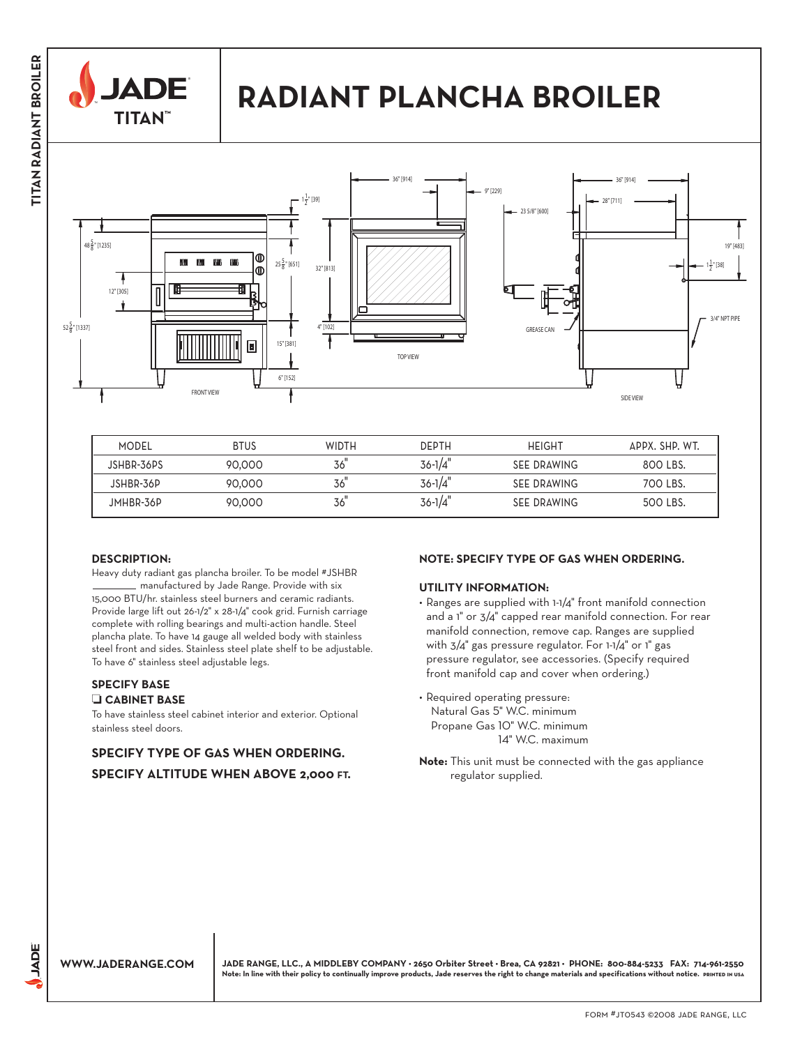# RADIANT PLANCHA BROILER

JADE TITAN™

36" [914]
9" [229]
1 1/2" [39]
23 5/8" [600]
36" [914]
28" [711]
48 5/8" [1235]
25 5/8" [651]
32" [813]
19" [483]
1 1/2" [38]
12" [305]
4" [102]
GREASE CAN
3/4" NPT PIPE
52 5/8" [1337]
15" [381]
TOP VIEW
6" [152]
FRONT VIEW
SIDE VIEW

| MODEL | BTUS | WIDTH | DEPTH | HEIGHT | APPX. SHP. WT. |
|---|---|---|---|---|---|
| JSHBR-36PS | 90,000 | 36" | 36-1/4" | SEE DRAWING | 800 LBS. |
| JSHBR-36P | 90,000 | 36" | 36-1/4" | SEE DRAWING | 700 LBS. |
| JMHBR-36P | 90,000 | 36" | 36-1/4" | SEE DRAWING | 500 LBS. |

**DESCRIPTION:**

Heavy duty radiant gas plancha broiler. To be model #JSHBR ________ manufactured by Jade Range. Provide with six 15,000 BTU/hr. stainless steel burners and ceramic radiants. Provide large lift out 26-1/2" x 28-1/4" cook grid. Furnish carriage complete with rolling bearings and multi-action handle. Steel plancha plate. To have 14 gauge all welded body with stainless steel front and sides. Stainless steel plate shelf to be adjustable. To have 6" stainless steel adjustable legs.

**SPECIFY BASE**

❑ **CABINET BASE**

To have stainless steel cabinet interior and exterior. Optional stainless steel doors.

**SPECIFY TYPE OF GAS WHEN ORDERING.**

**SPECIFY ALTITUDE WHEN ABOVE 2,000 FT.**

**NOTE: SPECIFY TYPE OF GAS WHEN ORDERING.**

**UTILITY INFORMATION:**

- Ranges are supplied with 1-1/4" front manifold connection and a 1" or 3/4" capped rear manifold connection. For rear manifold connection, remove cap. Ranges are supplied with 3/4" gas pressure regulator. For 1-1/4" or 1" gas pressure regulator, see accessories. (Specify required front manifold cap and cover when ordering.)
- Required operating pressure:
  Natural Gas 5" W.C. minimum
  Propane Gas 10" W.C. minimum
  14" W.C. maximum

**Note:** This unit must be connected with the gas appliance regulator supplied.

WWW.JADERANGE.COM

JADE RANGE, LLC., A MIDDLEBY COMPANY • 2650 Orbiter Street • Brea, CA 92821 • PHONE: 800-884-5233 FAX: 714-961-2550
Note: In line with their policy to continually improve products, Jade reserves the right to change materials and specifications without notice. PRINTED IN USA

FORM #JT0543 ©2008 JADE RANGE, LLC